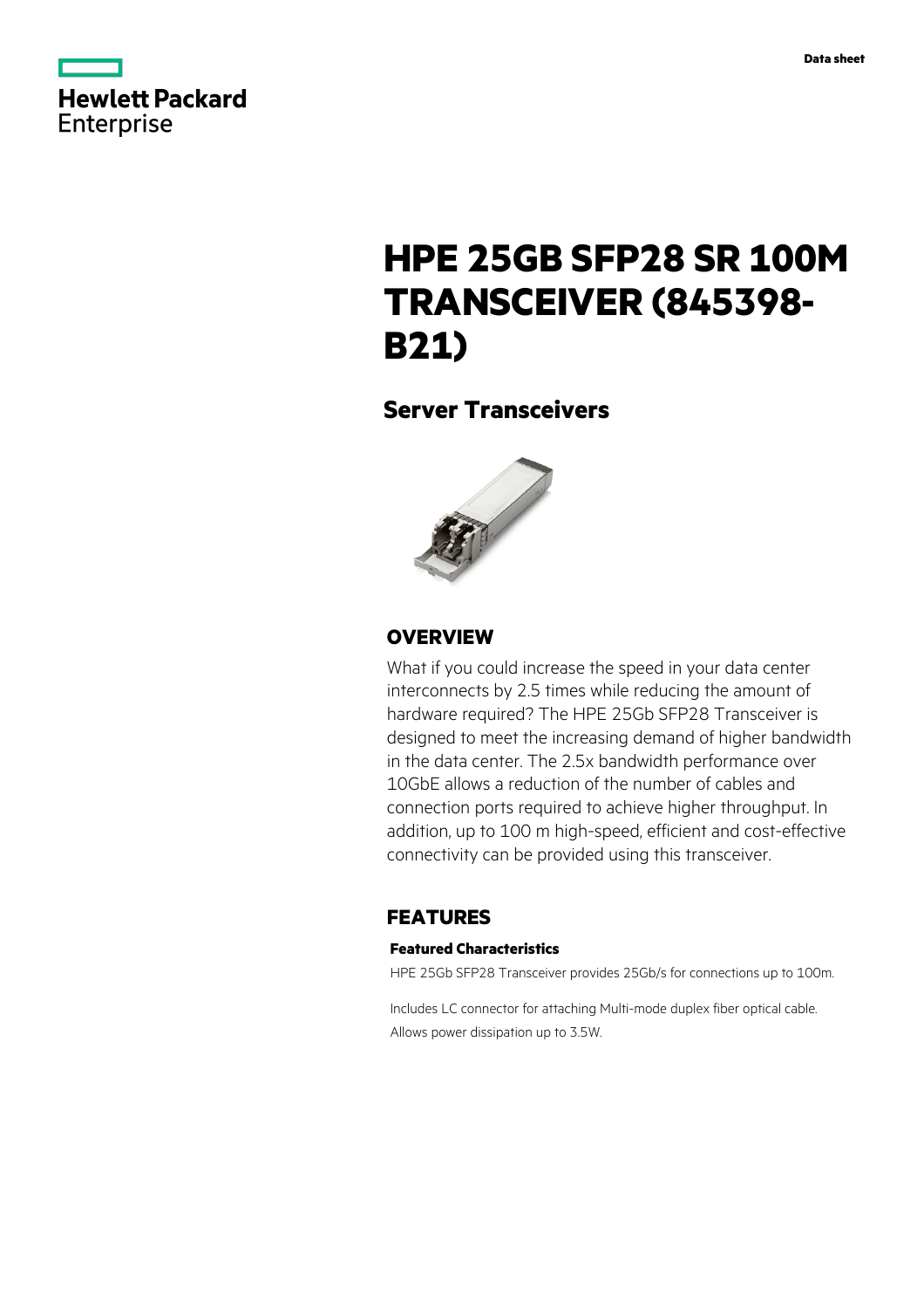Data sheet

# HPE 25GB SFP28 SR 100M TRANSCEIVER (845398-B21)

## Server Transceivers

## OVERVIEW

What if you could increase the speed in your data center interconnects by 2.5 times while reducing the amount of hardware required? The HPE 25Gb SFP28 Transceiver is designed to meet the increasing demand of higher bandwidth in the data center. The 2.5x bandwidth performance over 10GbE allows a reduction of the number of cables and connection ports required to achieve higher throughput. In addition, up to 100 m high-speed, efficient and cost-effective connectivity can be provided using this transceiver.

## FEATURES

### Featured Characteristics

HPE 25Gb SFP28 Transceiver provides 25Gb/s for connections up to 100m.

Includes LC connector for attaching Multi-mode duplex fiber optical cable.
Allows power dissipation up to 3.5W.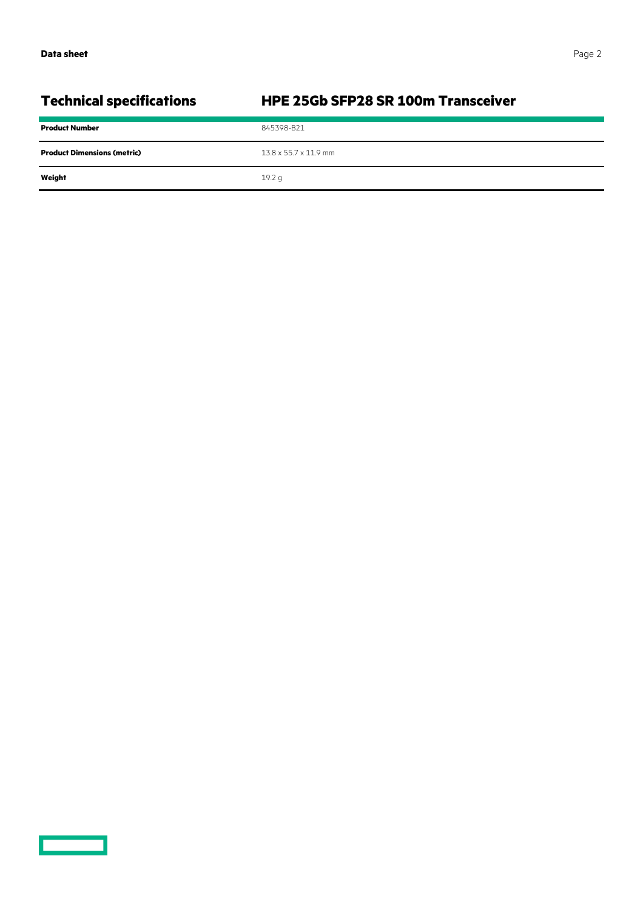## Technical specifications

## HPE 25Gb SFP28 SR 100m Transceiver

| | |
|---|---|
| **Product Number** | 845398-B21 |
| **Product Dimensions (metric)** | 13.8 x 55.7 x 11.9 mm |
| **Weight** | 19.2 g |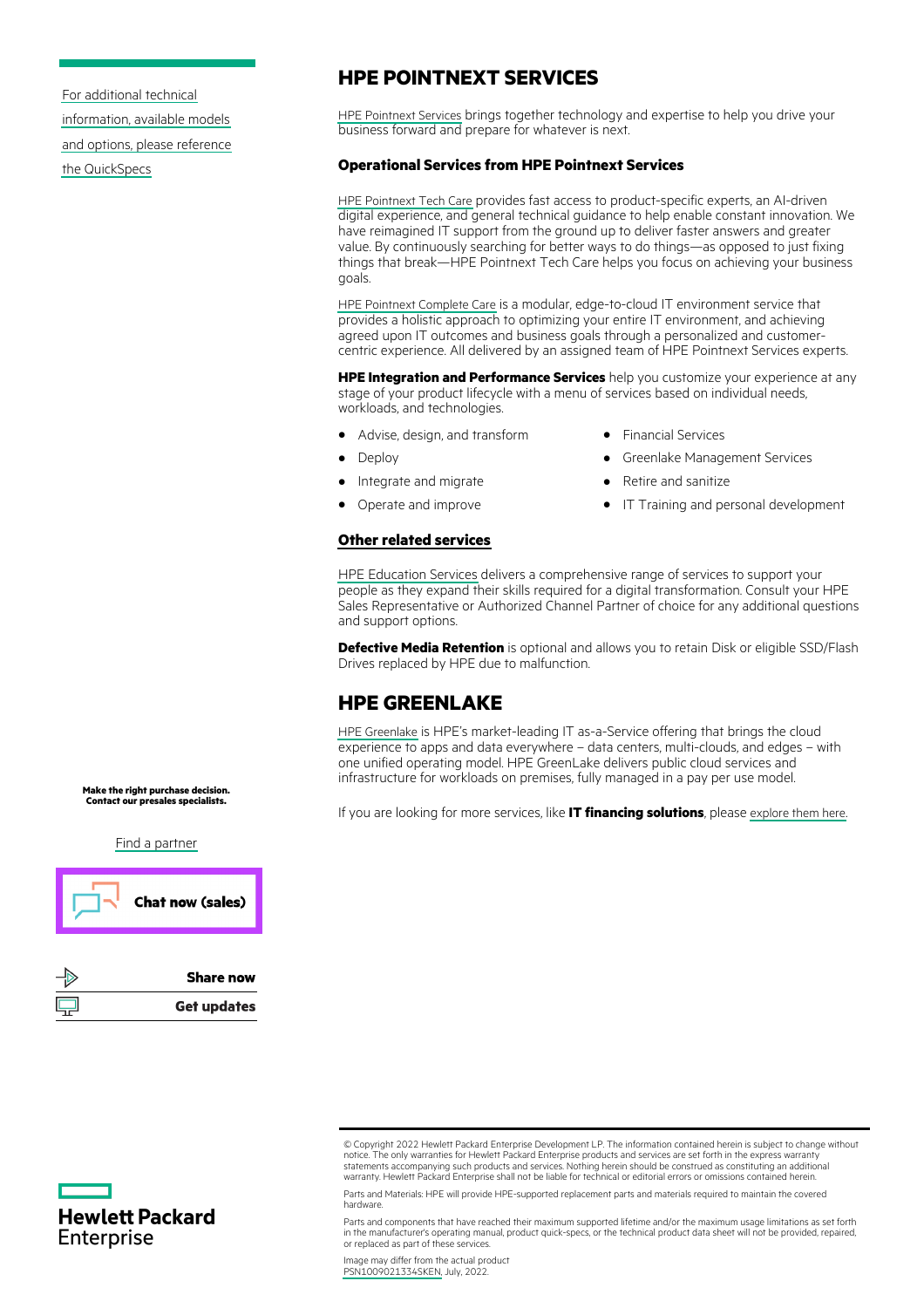For additional technical information, available models and options, please reference the QuickSpecs

# HPE POINTNEXT SERVICES

HPE Pointnext Services brings together technology and expertise to help you drive your business forward and prepare for whatever is next.

### Operational Services from HPE Pointnext Services

HPE Pointnext Tech Care provides fast access to product-specific experts, an AI-driven digital experience, and general technical guidance to help enable constant innovation. We have reimagined IT support from the ground up to deliver faster answers and greater value. By continuously searching for better ways to do things—as opposed to just fixing things that break—HPE Pointnext Tech Care helps you focus on achieving your business goals.

HPE Pointnext Complete Care is a modular, edge-to-cloud IT environment service that provides a holistic approach to optimizing your entire IT environment, and achieving agreed upon IT outcomes and business goals through a personalized and customer-centric experience. All delivered by an assigned team of HPE Pointnext Services experts.

**HPE Integration and Performance Services** help you customize your experience at any stage of your product lifecycle with a menu of services based on individual needs, workloads, and technologies.

- Advise, design, and transform
- Deploy
- Integrate and migrate
- Operate and improve
- Financial Services
- Greenlake Management Services
- Retire and sanitize
- IT Training and personal development

### Other related services

HPE Education Services delivers a comprehensive range of services to support your people as they expand their skills required for a digital transformation. Consult your HPE Sales Representative or Authorized Channel Partner of choice for any additional questions and support options.

**Defective Media Retention** is optional and allows you to retain Disk or eligible SSD/Flash Drives replaced by HPE due to malfunction.

# HPE GREENLAKE

HPE Greenlake is HPE's market-leading IT as-a-Service offering that brings the cloud experience to apps and data everywhere – data centers, multi-clouds, and edges – with one unified operating model. HPE GreenLake delivers public cloud services and infrastructure for workloads on premises, fully managed in a pay per use model.

If you are looking for more services, like **IT financing solutions**, please explore them here.

**Make the right purchase decision. Contact our presales specialists.**

Find a partner

**Chat now (sales)**

**Share now**

**Get updates**

**Hewlett Packard** Enterprise

© Copyright 2022 Hewlett Packard Enterprise Development LP. The information contained herein is subject to change without notice. The only warranties for Hewlett Packard Enterprise products and services are set forth in the express warranty statements accompanying such products and services. Nothing herein should be construed as constituting an additional warranty. Hewlett Packard Enterprise shall not be liable for technical or editorial errors or omissions contained herein.

Parts and Materials: HPE will provide HPE-supported replacement parts and materials required to maintain the covered hardware.

Parts and components that have reached their maximum supported lifetime and/or the maximum usage limitations as set forth in the manufacturer's operating manual, product quick-specs, or the technical product data sheet will not be provided, repaired, or replaced as part of these services.

Image may differ from the actual product

PSN1009021334SKEN, July, 2022.